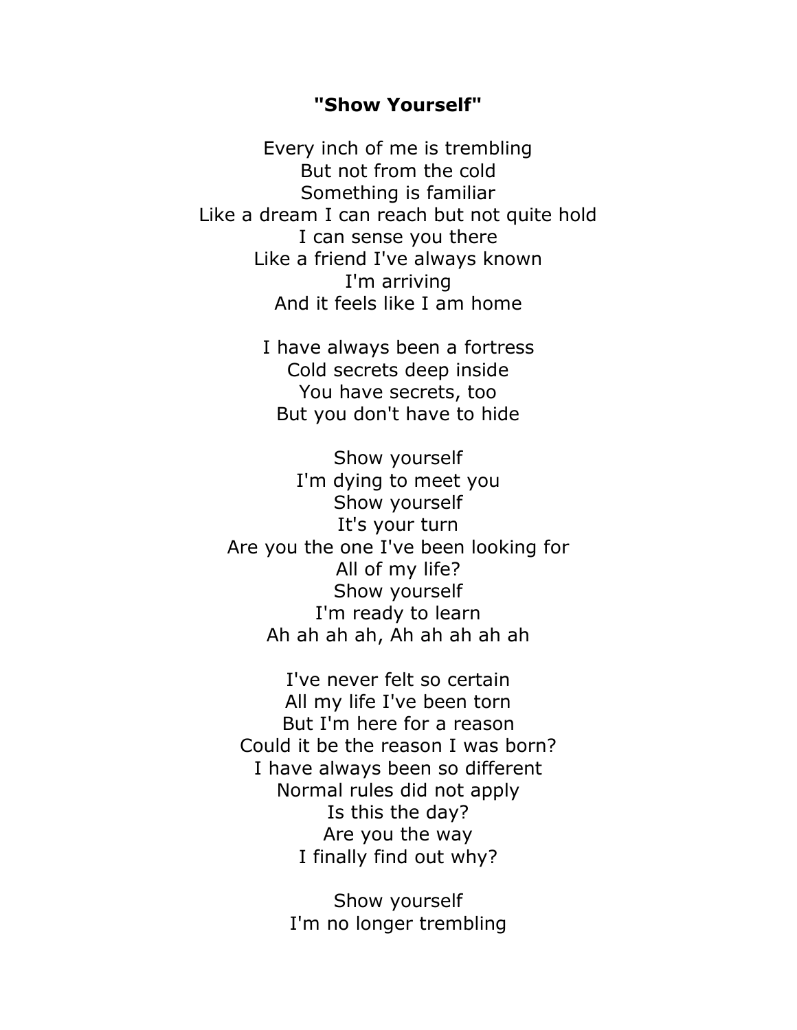## **"Show Yourself"**

Every inch of me is trembling But not from the cold Something is familiar Like a dream I can reach but not quite hold I can sense you there Like a friend I've always known I'm arriving And it feels like I am home

> I have always been a fortress Cold secrets deep inside You have secrets, too But you don't have to hide

Show yourself I'm dying to meet you Show yourself It's your turn Are you the one I've been looking for All of my life? Show yourself I'm ready to learn Ah ah ah ah, Ah ah ah ah ah

I've never felt so certain All my life I've been torn But I'm here for a reason Could it be the reason I was born? I have always been so different Normal rules did not apply Is this the day? Are you the way I finally find out why?

> Show yourself I'm no longer trembling